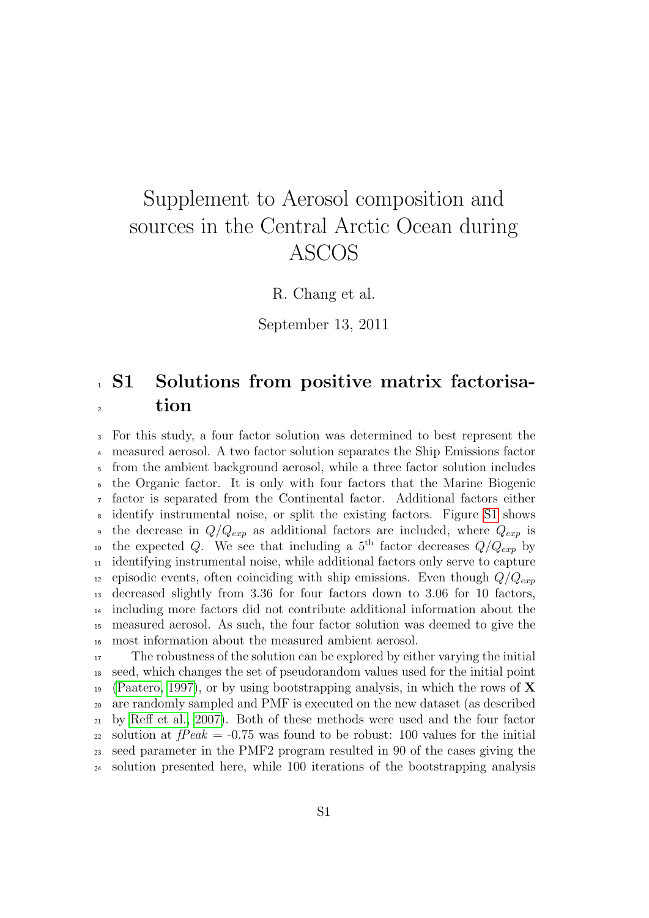# Supplement to Aerosol composition and sources in the Central Arctic Ocean during ASCOS

R. Chang et al.

September 13, 2011

## S1 Solutions from positive matrix factorisation

For this study, a four factor solution was determined to best represent the measured aerosol. A two factor solution separates the Ship Emissions factor from the ambient background aerosol, while a three factor solution includes the Organic factor. It is only with four factors that the Marine Biogenic factor is separated from the Continental factor. Additional factors either identify instrumental noise, or split the existing factors. Figure S1 shows the decrease in $Q/Q_{exp}$ as additional factors are included, where $Q_{exp}$ is the expected $Q$. We see that including a $5^{\text{th}}$ factor decreases $Q/Q_{exp}$ by identifying instrumental noise, while additional factors only serve to capture episodic events, often coinciding with ship emissions. Even though $Q/Q_{exp}$ decreased slightly from 3.36 for four factors down to 3.06 for 10 factors, including more factors did not contribute additional information about the measured aerosol. As such, the four factor solution was deemed to give the most information about the measured ambient aerosol.

The robustness of the solution can be explored by either varying the initial seed, which changes the set of pseudorandom values used for the initial point (Paatero, 1997), or by using bootstrapping analysis, in which the rows of $\mathbf{X}$ are randomly sampled and PMF is executed on the new dataset (as described by Reff et al., 2007). Both of these methods were used and the four factor solution at *fPeak* = -0.75 was found to be robust: 100 values for the initial seed parameter in the PMF2 program resulted in 90 of the cases giving the solution presented here, while 100 iterations of the bootstrapping analysis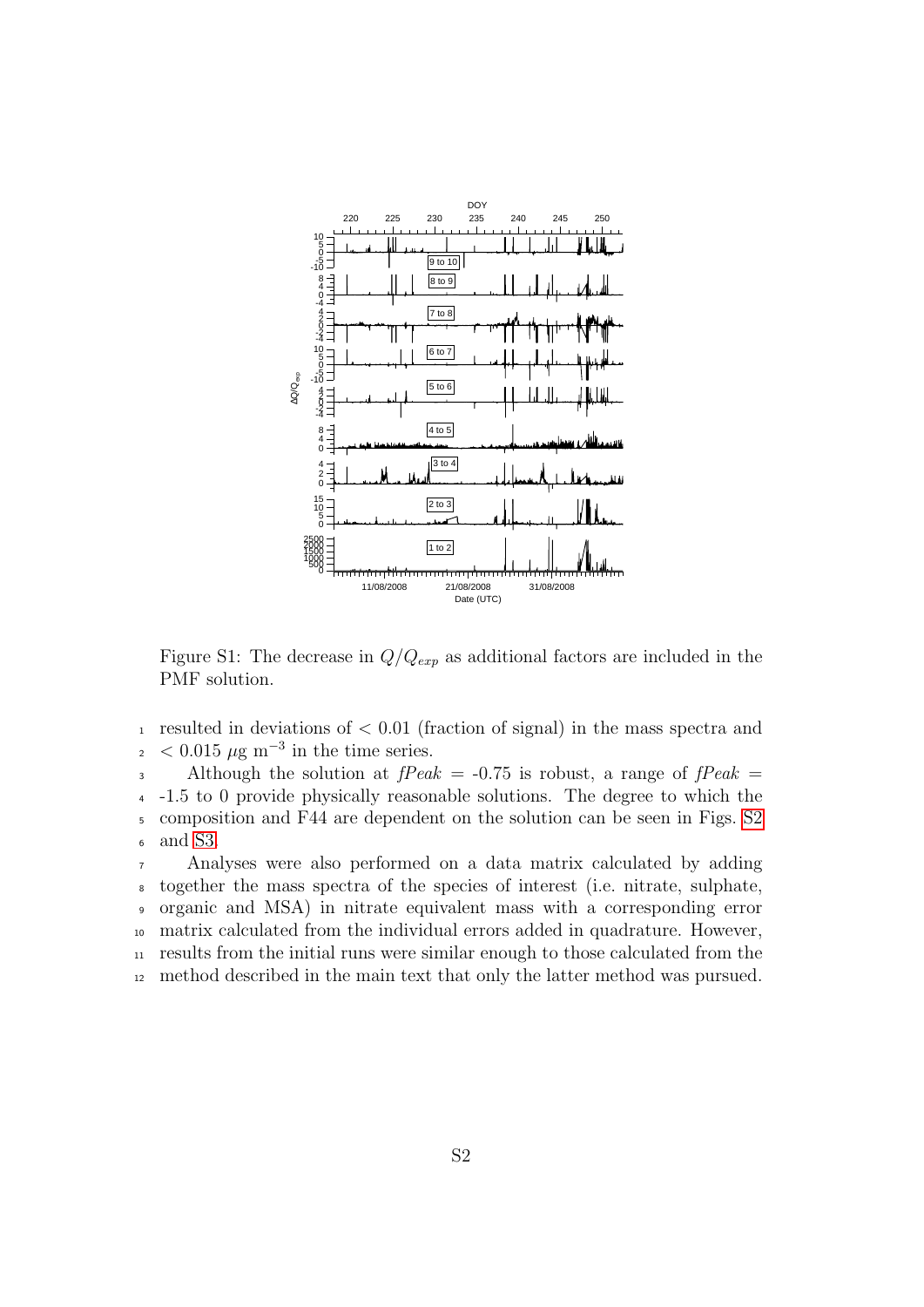Figure S1: The decrease in $Q/Q_{exp}$ as additional factors are included in the PMF solution.

resulted in deviations of $< 0.01$ (fraction of signal) in the mass spectra and $< 0.015$ $\mu$g m$^{-3}$ in the time series.

Although the solution at *fPeak* = -0.75 is robust, a range of *fPeak* = -1.5 to 0 provide physically reasonable solutions. The degree to which the composition and F44 are dependent on the solution can be seen in Figs. S2 and S3.

Analyses were also performed on a data matrix calculated by adding together the mass spectra of the species of interest (i.e. nitrate, sulphate, organic and MSA) in nitrate equivalent mass with a corresponding error matrix calculated from the individual errors added in quadrature. However, results from the initial runs were similar enough to those calculated from the method described in the main text that only the latter method was pursued.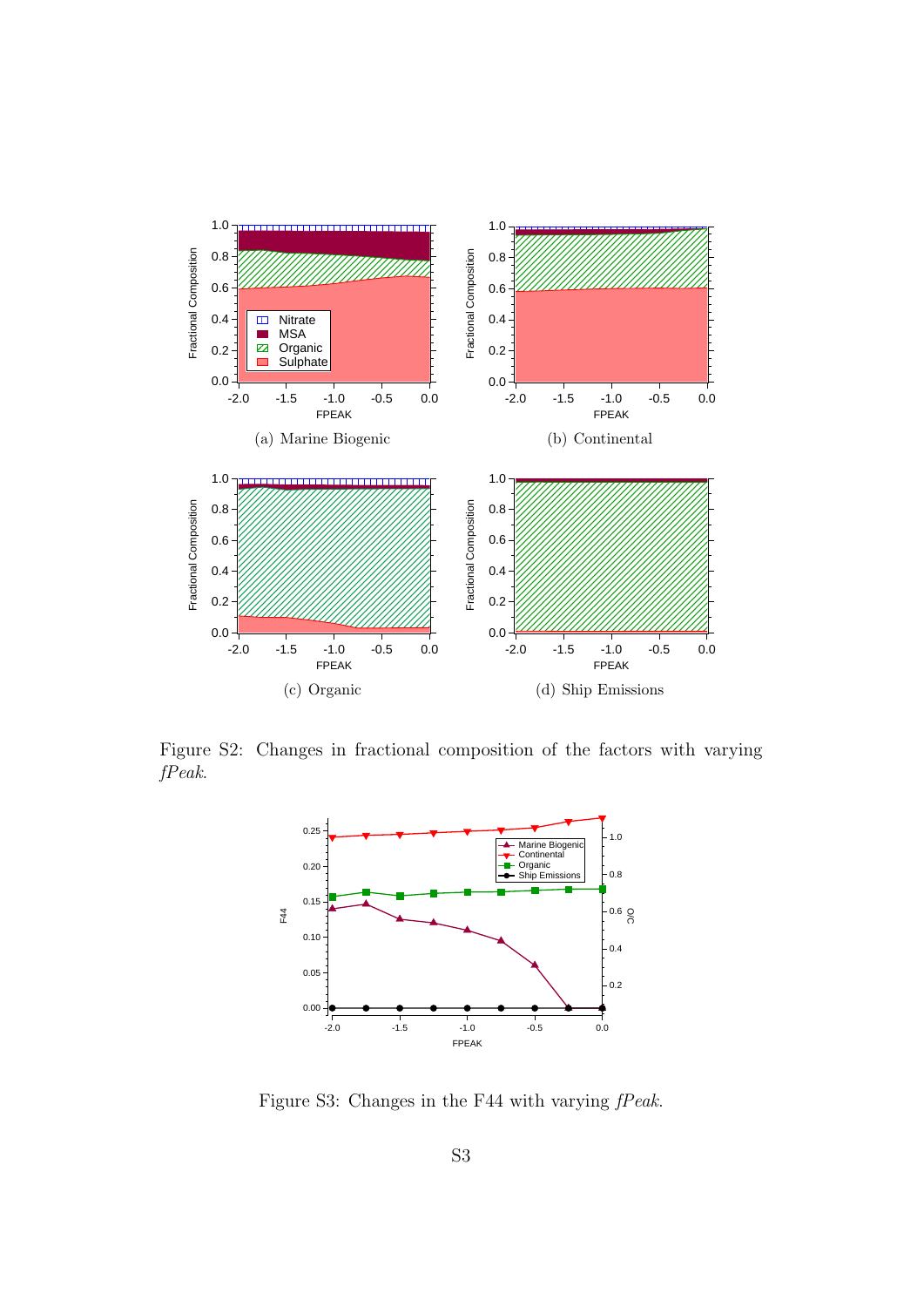(a) Marine Biogenic

(b) Continental

(c) Organic

(d) Ship Emissions

Figure S2: Changes in fractional composition of the factors with varying *fPeak*.

Figure S3: Changes in the F44 with varying *fPeak*.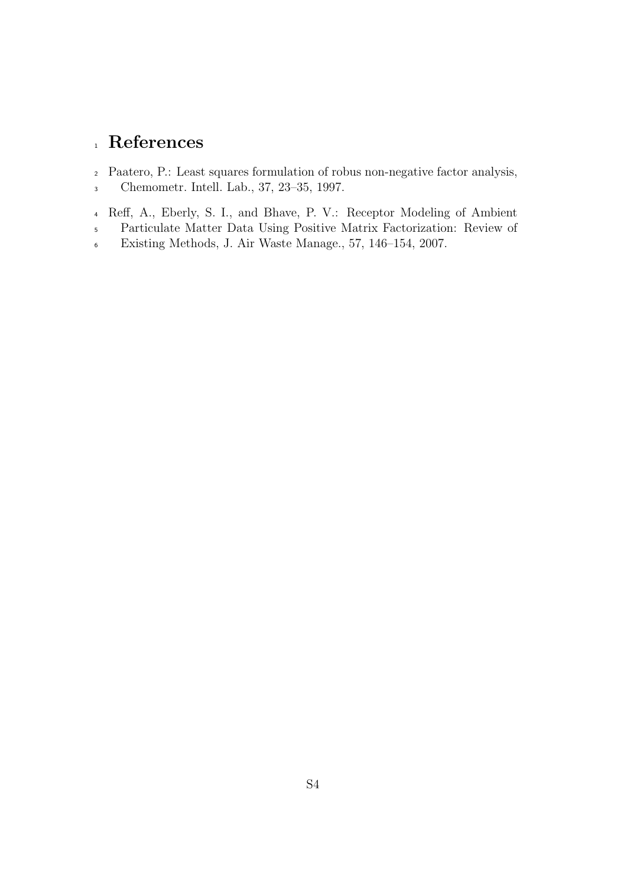# References

Paatero, P.: Least squares formulation of robus non-negative factor analysis, Chemometr. Intell. Lab., 37, 23–35, 1997.

Reff, A., Eberly, S. I., and Bhave, P. V.: Receptor Modeling of Ambient Particulate Matter Data Using Positive Matrix Factorization: Review of Existing Methods, J. Air Waste Manage., 57, 146–154, 2007.